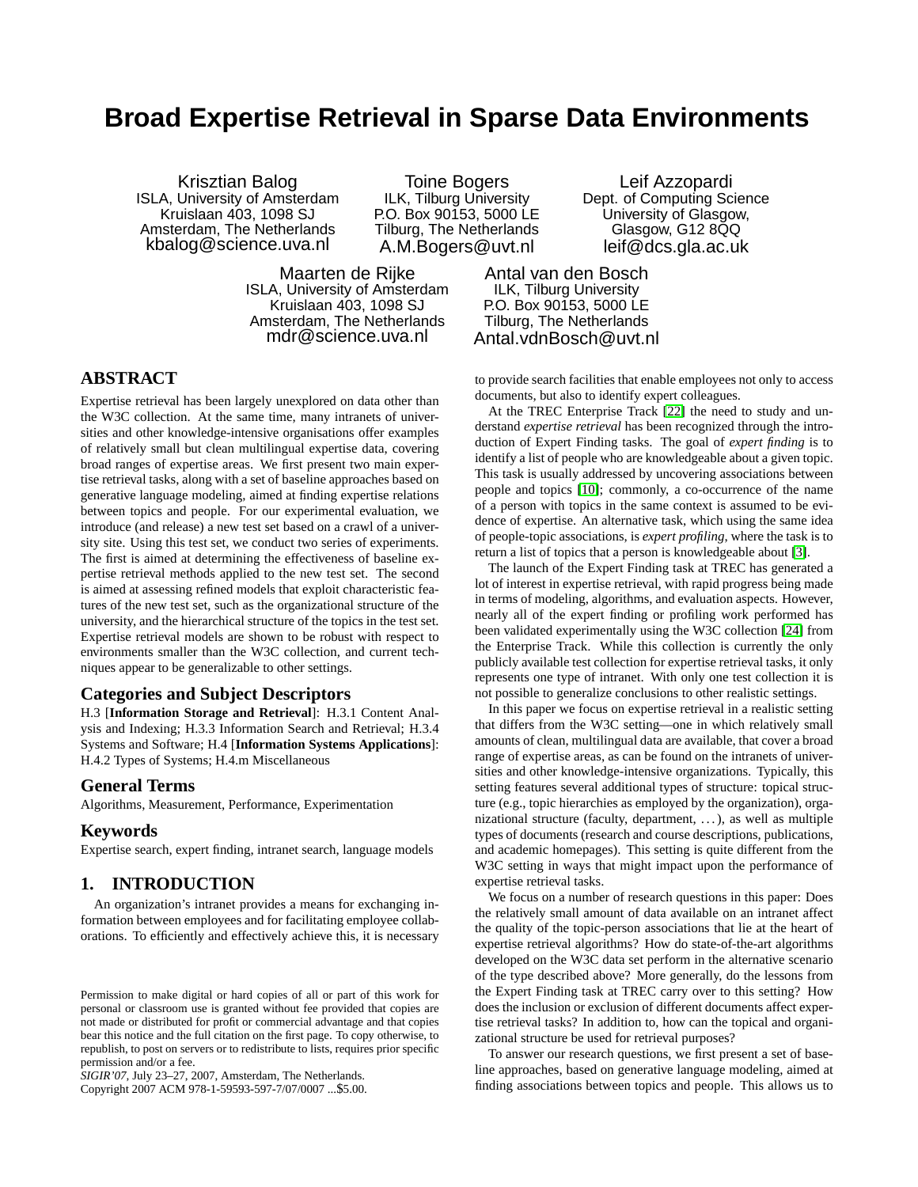# Broad Expertise Retrieval in Sparse Data Environments

Krisztian Balog
ISLA, University of Amsterdam
Kruislaan 403, 1098 SJ
Amsterdam, The Netherlands
kbalog@science.uva.nl

Toine Bogers
ILK, Tilburg University
P.O. Box 90153, 5000 LE
Tilburg, The Netherlands
A.M.Bogers@uvt.nl

Leif Azzopardi
Dept. of Computing Science
University of Glasgow,
Glasgow, G12 8QQ
leif@dcs.gla.ac.uk

Maarten de Rijke
ISLA, University of Amsterdam
Kruislaan 403, 1098 SJ
Amsterdam, The Netherlands
mdr@science.uva.nl

Antal van den Bosch
ILK, Tilburg University
P.O. Box 90153, 5000 LE
Tilburg, The Netherlands
Antal.vdnBosch@uvt.nl

## ABSTRACT

Expertise retrieval has been largely unexplored on data other than the W3C collection. At the same time, many intranets of universities and other knowledge-intensive organisations offer examples of relatively small but clean multilingual expertise data, covering broad ranges of expertise areas. We first present two main expertise retrieval tasks, along with a set of baseline approaches based on generative language modeling, aimed at finding expertise relations between topics and people. For our experimental evaluation, we introduce (and release) a new test set based on a crawl of a university site. Using this test set, we conduct two series of experiments. The first is aimed at determining the effectiveness of baseline expertise retrieval methods applied to the new test set. The second is aimed at assessing refined models that exploit characteristic features of the new test set, such as the organizational structure of the university, and the hierarchical structure of the topics in the test set. Expertise retrieval models are shown to be robust with respect to environments smaller than the W3C collection, and current techniques appear to be generalizable to other settings.

### Categories and Subject Descriptors

H.3 [**Information Storage and Retrieval**]: H.3.1 Content Analysis and Indexing; H.3.3 Information Search and Retrieval; H.3.4 Systems and Software; H.4 [**Information Systems Applications**]: H.4.2 Types of Systems; H.4.m Miscellaneous

### General Terms

Algorithms, Measurement, Performance, Experimentation

### Keywords

Expertise search, expert finding, intranet search, language models

## 1. INTRODUCTION

An organization's intranet provides a means for exchanging information between employees and for facilitating employee collaborations. To efficiently and effectively achieve this, it is necessary to provide search facilities that enable employees not only to access documents, but also to identify expert colleagues.

At the TREC Enterprise Track [22] the need to study and understand *expertise retrieval* has been recognized through the introduction of Expert Finding tasks. The goal of *expert finding* is to identify a list of people who are knowledgeable about a given topic. This task is usually addressed by uncovering associations between people and topics [10]; commonly, a co-occurrence of the name of a person with topics in the same context is assumed to be evidence of expertise. An alternative task, which using the same idea of people-topic associations, is *expert profiling*, where the task is to return a list of topics that a person is knowledgeable about [3].

The launch of the Expert Finding task at TREC has generated a lot of interest in expertise retrieval, with rapid progress being made in terms of modeling, algorithms, and evaluation aspects. However, nearly all of the expert finding or profiling work performed has been validated experimentally using the W3C collection [24] from the Enterprise Track. While this collection is currently the only publicly available test collection for expertise retrieval tasks, it only represents one type of intranet. With only one test collection it is not possible to generalize conclusions to other realistic settings.

In this paper we focus on expertise retrieval in a realistic setting that differs from the W3C setting—one in which relatively small amounts of clean, multilingual data are available, that cover a broad range of expertise areas, as can be found on the intranets of universities and other knowledge-intensive organizations. Typically, this setting features several additional types of structure: topical structure (e.g., topic hierarchies as employed by the organization), organizational structure (faculty, department, ...), as well as multiple types of documents (research and course descriptions, publications, and academic homepages). This setting is quite different from the W3C setting in ways that might impact upon the performance of expertise retrieval tasks.

We focus on a number of research questions in this paper: Does the relatively small amount of data available on an intranet affect the quality of the topic-person associations that lie at the heart of expertise retrieval algorithms? How do state-of-the-art algorithms developed on the W3C data set perform in the alternative scenario of the type described above? More generally, do the lessons from the Expert Finding task at TREC carry over to this setting? How does the inclusion or exclusion of different documents affect expertise retrieval tasks? In addition to, how can the topical and organizational structure be used for retrieval purposes?

To answer our research questions, we first present a set of baseline approaches, based on generative language modeling, aimed at finding associations between topics and people. This allows us to

Permission to make digital or hard copies of all or part of this work for personal or classroom use is granted without fee provided that copies are not made or distributed for profit or commercial advantage and that copies bear this notice and the full citation on the first page. To copy otherwise, to republish, to post on servers or to redistribute to lists, requires prior specific permission and/or a fee.
*SIGIR'07,* July 23–27, 2007, Amsterdam, The Netherlands.
Copyright 2007 ACM 978-1-59593-597-7/07/0007 ...$5.00.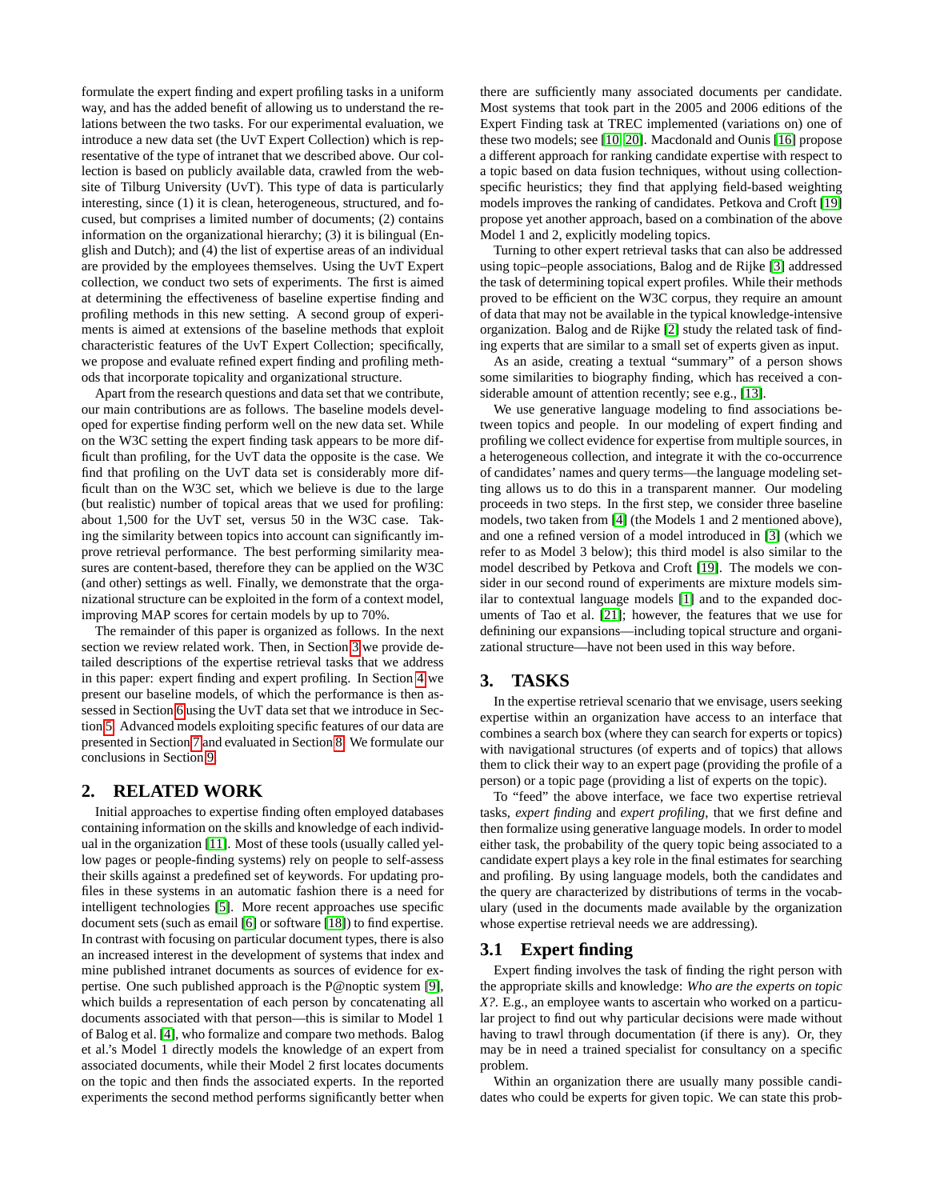formulate the expert finding and expert profiling tasks in a uniform way, and has the added benefit of allowing us to understand the relations between the two tasks. For our experimental evaluation, we introduce a new data set (the UvT Expert Collection) which is representative of the type of intranet that we described above. Our collection is based on publicly available data, crawled from the website of Tilburg University (UvT). This type of data is particularly interesting, since (1) it is clean, heterogeneous, structured, and focused, but comprises a limited number of documents; (2) contains information on the organizational hierarchy; (3) it is bilingual (English and Dutch); and (4) the list of expertise areas of an individual are provided by the employees themselves. Using the UvT Expert collection, we conduct two sets of experiments. The first is aimed at determining the effectiveness of baseline expertise finding and profiling methods in this new setting. A second group of experiments is aimed at extensions of the baseline methods that exploit characteristic features of the UvT Expert Collection; specifically, we propose and evaluate refined expert finding and profiling methods that incorporate topicality and organizational structure.

Apart from the research questions and data set that we contribute, our main contributions are as follows. The baseline models developed for expertise finding perform well on the new data set. While on the W3C setting the expert finding task appears to be more difficult than profiling, for the UvT data the opposite is the case. We find that profiling on the UvT data set is considerably more difficult than on the W3C set, which we believe is due to the large (but realistic) number of topical areas that we used for profiling: about 1,500 for the UvT set, versus 50 in the W3C case. Taking the similarity between topics into account can significantly improve retrieval performance. The best performing similarity measures are content-based, therefore they can be applied on the W3C (and other) settings as well. Finally, we demonstrate that the organizational structure can be exploited in the form of a context model, improving MAP scores for certain models by up to 70%.

The remainder of this paper is organized as follows. In the next section we review related work. Then, in Section 3 we provide detailed descriptions of the expertise retrieval tasks that we address in this paper: expert finding and expert profiling. In Section 4 we present our baseline models, of which the performance is then assessed in Section 6 using the UvT data set that we introduce in Section 5. Advanced models exploiting specific features of our data are presented in Section 7 and evaluated in Section 8. We formulate our conclusions in Section 9.

## 2. RELATED WORK

Initial approaches to expertise finding often employed databases containing information on the skills and knowledge of each individual in the organization [11]. Most of these tools (usually called yellow pages or people-finding systems) rely on people to self-assess their skills against a predefined set of keywords. For updating profiles in these systems in an automatic fashion there is a need for intelligent technologies [5]. More recent approaches use specific document sets (such as email [6] or software [18]) to find expertise. In contrast with focusing on particular document types, there is also an increased interest in the development of systems that index and mine published intranet documents as sources of evidence for expertise. One such published approach is the P@noptic system [9], which builds a representation of each person by concatenating all documents associated with that person—this is similar to Model 1 of Balog et al. [4], who formalize and compare two methods. Balog et al.'s Model 1 directly models the knowledge of an expert from associated documents, while their Model 2 first locates documents on the topic and then finds the associated experts. In the reported experiments the second method performs significantly better when there are sufficiently many associated documents per candidate. Most systems that took part in the 2005 and 2006 editions of the Expert Finding task at TREC implemented (variations on) one of these two models; see [10, 20]. Macdonald and Ounis [16] propose a different approach for ranking candidate expertise with respect to a topic based on data fusion techniques, without using collection-specific heuristics; they find that applying field-based weighting models improves the ranking of candidates. Petkova and Croft [19] propose yet another approach, based on a combination of the above Model 1 and 2, explicitly modeling topics.

Turning to other expert retrieval tasks that can also be addressed using topic–people associations, Balog and de Rijke [3] addressed the task of determining topical expert profiles. While their methods proved to be efficient on the W3C corpus, they require an amount of data that may not be available in the typical knowledge-intensive organization. Balog and de Rijke [2] study the related task of finding experts that are similar to a small set of experts given as input.

As an aside, creating a textual "summary" of a person shows some similarities to biography finding, which has received a considerable amount of attention recently; see e.g., [13].

We use generative language modeling to find associations between topics and people. In our modeling of expert finding and profiling we collect evidence for expertise from multiple sources, in a heterogeneous collection, and integrate it with the co-occurrence of candidates' names and query terms—the language modeling setting allows us to do this in a transparent manner. Our modeling proceeds in two steps. In the first step, we consider three baseline models, two taken from [4] (the Models 1 and 2 mentioned above), and one a refined version of a model introduced in [3] (which we refer to as Model 3 below); this third model is also similar to the model described by Petkova and Croft [19]. The models we consider in our second round of experiments are mixture models similar to contextual language models [1] and to the expanded documents of Tao et al. [21]; however, the features that we use for definining our expansions—including topical structure and organizational structure—have not been used in this way before.

## 3. TASKS

In the expertise retrieval scenario that we envisage, users seeking expertise within an organization have access to an interface that combines a search box (where they can search for experts or topics) with navigational structures (of experts and of topics) that allows them to click their way to an expert page (providing the profile of a person) or a topic page (providing a list of experts on the topic).

To "feed" the above interface, we face two expertise retrieval tasks, *expert finding* and *expert profiling*, that we first define and then formalize using generative language models. In order to model either task, the probability of the query topic being associated to a candidate expert plays a key role in the final estimates for searching and profiling. By using language models, both the candidates and the query are characterized by distributions of terms in the vocabulary (used in the documents made available by the organization whose expertise retrieval needs we are addressing).

### 3.1 Expert finding

Expert finding involves the task of finding the right person with the appropriate skills and knowledge: *Who are the experts on topic X?*. E.g., an employee wants to ascertain who worked on a particular project to find out why particular decisions were made without having to trawl through documentation (if there is any). Or, they may be in need a trained specialist for consultancy on a specific problem.

Within an organization there are usually many possible candidates who could be experts for given topic. We can state this prob-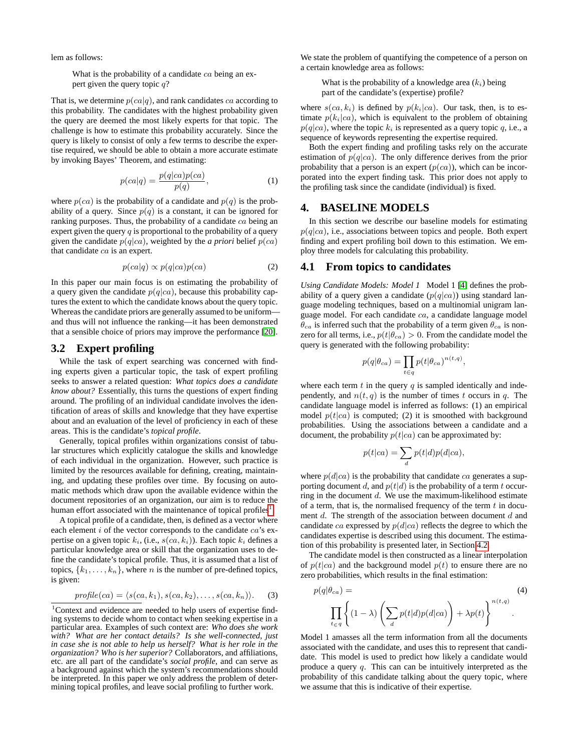lem as follows:

> What is the probability of a candidate $ca$ being an expert given the query topic $q$?

That is, we determine $p(ca|q)$, and rank candidates $ca$ according to this probability. The candidates with the highest probability given the query are deemed the most likely experts for that topic. The challenge is how to estimate this probability accurately. Since the query is likely to consist of only a few terms to describe the expertise required, we should be able to obtain a more accurate estimate by invoking Bayes' Theorem, and estimating:

$$p(ca|q) = \frac{p(q|ca)p(ca)}{p(q)}, \tag{1}$$

where $p(ca)$ is the probability of a candidate and $p(q)$ is the probability of a query. Since $p(q)$ is a constant, it can be ignored for ranking purposes. Thus, the probability of a candidate $ca$ being an expert given the query $q$ is proportional to the probability of a query given the candidate $p(q|ca)$, weighted by the *a priori* belief $p(ca)$ that candidate $ca$ is an expert.

$$p(ca|q) \propto p(q|ca)p(ca) \tag{2}$$

In this paper our main focus is on estimating the probability of a query given the candidate $p(q|ca)$, because this probability captures the extent to which the candidate knows about the query topic. Whereas the candidate priors are generally assumed to be uniform—and thus will not influence the ranking—it has been demonstrated that a sensible choice of priors may improve the performance [20].

## 3.2 Expert profiling

While the task of expert searching was concerned with finding experts given a particular topic, the task of expert profiling seeks to answer a related question: *What topics does a candidate know about?* Essentially, this turns the questions of expert finding around. The profiling of an individual candidate involves the identification of areas of skills and knowledge that they have expertise about and an evaluation of the level of proficiency in each of these areas. This is the candidate's *topical profile*.

Generally, topical profiles within organizations consist of tabular structures which explicitly catalogue the skills and knowledge of each individual in the organization. However, such practice is limited by the resources available for defining, creating, maintaining, and updating these profiles over time. By focusing on automatic methods which draw upon the available evidence within the document repositories of an organization, our aim is to reduce the human effort associated with the maintenance of topical profiles[1].

A topical profile of a candidate, then, is defined as a vector where each element $i$ of the vector corresponds to the candidate $ca$'s expertise on a given topic $k_i$, (i.e., $s(ca, k_i)$). Each topic $k_i$ defines a particular knowledge area or skill that the organization uses to define the candidate's topical profile. Thus, it is assumed that a list of topics, $\{k_1, \ldots, k_n\}$, where $n$ is the number of pre-defined topics, is given:

$$\mathit{profile}(ca) = \langle s(ca, k_1), s(ca, k_2), \ldots, s(ca, k_n)\rangle. \tag{3}$$

[1] Context and evidence are needed to help users of expertise finding systems to decide whom to contact when seeking expertise in a particular area. Examples of such context are: *Who does she work with? What are her contact details? Is she well-connected, just in case she is not able to help us herself? What is her role in the organization? Who is her superior?* Collaborators, and affiliations, etc. are all part of the candidate's *social profile*, and can serve as a background against which the system's recommendations should be interpreted. In this paper we only address the problem of determining topical profiles, and leave social profiling to further work.

We state the problem of quantifying the competence of a person on a certain knowledge area as follows:

> What is the probability of a knowledge area ($k_i$) being part of the candidate's (expertise) profile?

where $s(ca, k_i)$ is defined by $p(k_i|ca)$. Our task, then, is to estimate $p(k_i|ca)$, which is equivalent to the problem of obtaining $p(q|ca)$, where the topic $k_i$ is represented as a query topic $q$, i.e., a sequence of keywords representing the expertise required.

Both the expert finding and profiling tasks rely on the accurate estimation of $p(q|ca)$. The only difference derives from the prior probability that a person is an expert ($p(ca)$), which can be incorporated into the expert finding task. This prior does not apply to the profiling task since the candidate (individual) is fixed.

# 4. BASELINE MODELS

In this section we describe our baseline models for estimating $p(q|ca)$, i.e., associations between topics and people. Both expert finding and expert profiling boil down to this estimation. We employ three models for calculating this probability.

## 4.1 From topics to candidates

*Using Candidate Models: Model 1* Model 1 [4] defines the probability of a query given a candidate ($p(q|ca)$) using standard language modeling techniques, based on a multinomial unigram language model. For each candidate $ca$, a candidate language model $\theta_{ca}$ is inferred such that the probability of a term given $\theta_{ca}$ is nonzero for all terms, i.e., $p(t|\theta_{ca}) > 0$. From the candidate model the query is generated with the following probability:

$$p(q|\theta_{ca}) = \prod_{t \in q} p(t|\theta_{ca})^{n(t,q)},$$

where each term $t$ in the query $q$ is sampled identically and independently, and $n(t, q)$ is the number of times $t$ occurs in $q$. The candidate language model is inferred as follows: (1) an empirical model $p(t|ca)$ is computed; (2) it is smoothed with background probabilities. Using the associations between a candidate and a document, the probability $p(t|ca)$ can be approximated by:

$$p(t|ca) = \sum_d p(t|d)p(d|ca),$$

where $p(d|ca)$ is the probability that candidate $ca$ generates a supporting document $d$, and $p(t|d)$ is the probability of a term $t$ occurring in the document $d$. We use the maximum-likelihood estimate of a term, that is, the normalised frequency of the term $t$ in document $d$. The strength of the association between document $d$ and candidate $ca$ expressed by $p(d|ca)$ reflects the degree to which the candidates expertise is described using this document. The estimation of this probability is presented later, in Section 4.2.

The candidate model is then constructed as a linear interpolation of $p(t|ca)$ and the background model $p(t)$ to ensure there are no zero probabilities, which results in the final estimation:

$$p(q|\theta_{ca}) = \prod_{t \in q} \left\{ (1-\lambda) \left( \sum_d p(t|d)p(d|ca) \right) + \lambda p(t) \right\}^{n(t,q)}. \tag{4}$$

Model 1 amasses all the term information from all the documents associated with the candidate, and uses this to represent that candidate. This model is used to predict how likely a candidate would produce a query $q$. This can can be intuitively interpreted as the probability of this candidate talking about the query topic, where we assume that this is indicative of their expertise.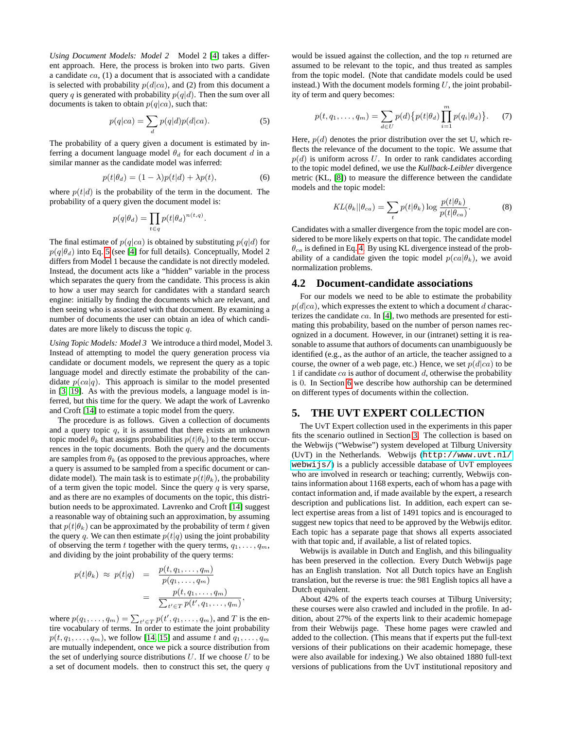*Using Document Models: Model 2* Model 2 [4] takes a different approach. Here, the process is broken into two parts. Given a candidate $ca$, (1) a document that is associated with a candidate is selected with probability $p(d|ca)$, and (2) from this document a query $q$ is generated with probability $p(q|d)$. Then the sum over all documents is taken to obtain $p(q|ca)$, such that:

$$p(q|ca) = \sum_{d} p(q|d)p(d|ca). \tag{5}$$

The probability of a query given a document is estimated by inferring a document language model $\theta_d$ for each document $d$ in a similar manner as the candidate model was inferred:

$$p(t|\theta_d) = (1 - \lambda)p(t|d) + \lambda p(t), \tag{6}$$

where $p(t|d)$ is the probability of the term in the document. The probability of a query given the document model is:

$$p(q|\theta_d) = \prod_{t \in q} p(t|\theta_d)^{n(t,q)}.$$

The final estimate of $p(q|ca)$ is obtained by substituting $p(q|d)$ for $p(q|\theta_d)$ into Eq. 5 (see [4] for full details). Conceptually, Model 2 differs from Model 1 because the candidate is not directly modeled. Instead, the document acts like a "hidden" variable in the process which separates the query from the candidate. This process is akin to how a user may search for candidates with a standard search engine: initially by finding the documents which are relevant, and then seeing who is associated with that document. By examining a number of documents the user can obtain an idea of which candidates are more likely to discuss the topic $q$.

*Using Topic Models: Model 3* We introduce a third model, Model 3. Instead of attempting to model the query generation process via candidate or document models, we represent the query as a topic language model and directly estimate the probability of the candidate $p(ca|q)$. This approach is similar to the model presented in [3, 19]. As with the previous models, a language model is inferred, but this time for the query. We adapt the work of Lavrenko and Croft [14] to estimate a topic model from the query.

The procedure is as follows. Given a collection of documents and a query topic $q$, it is assumed that there exists an unknown topic model $\theta_k$ that assigns probabilities $p(t|\theta_k)$ to the term occurrences in the topic documents. Both the query and the documents are samples from $\theta_k$ (as opposed to the previous approaches, where a query is assumed to be sampled from a specific document or candidate model). The main task is to estimate $p(t|\theta_k)$, the probability of a term given the topic model. Since the query $q$ is very sparse, and as there are no examples of documents on the topic, this distribution needs to be approximated. Lavrenko and Croft [14] suggest a reasonable way of obtaining such an approximation, by assuming that $p(t|\theta_k)$ can be approximated by the probability of term $t$ given the query $q$. We can then estimate $p(t|q)$ using the joint probability of observing the term $t$ together with the query terms, $q_1, \ldots, q_m$, and dividing by the joint probability of the query terms:

$$\begin{aligned} p(t|\theta_k) \approx p(t|q) &= \frac{p(t, q_1, \ldots, q_m)}{p(q_1, \ldots, q_m)} \\ &= \frac{p(t, q_1, \ldots, q_m)}{\sum_{t' \in T} p(t', q_1, \ldots, q_m)}, \end{aligned}$$

where $p(q_1, \ldots, q_m) = \sum_{t' \in T} p(t', q_1, \ldots, q_m)$, and $T$ is the entire vocabulary of terms. In order to estimate the joint probability $p(t, q_1, \ldots, q_m)$, we follow [14, 15] and assume $t$ and $q_1, \ldots, q_m$ are mutually independent, once we pick a source distribution from the set of underlying source distributions $U$. If we choose $U$ to be a set of document models. then to construct this set, the query $q$ would be issued against the collection, and the top $n$ returned are assumed to be relevant to the topic, and thus treated as samples from the topic model. (Note that candidate models could be used instead.) With the document models forming $U$, the joint probability of term and query becomes:

$$p(t, q_1, \ldots, q_m) = \sum_{d \in U} p(d) \big\{ p(t|\theta_d) \prod_{i=1}^{m} p(q_i|\theta_d) \big\}. \tag{7}$$

Here, $p(d)$ denotes the prior distribution over the set U, which reflects the relevance of the document to the topic. We assume that $p(d)$ is uniform across $U$. In order to rank candidates according to the topic model defined, we use the *Kullback-Leibler* divergence metric (KL, [8]) to measure the difference between the candidate models and the topic model:

$$KL(\theta_k || \theta_{ca}) = \sum_{t} p(t|\theta_k) \log \frac{p(t|\theta_k)}{p(t|\theta_{ca})}. \tag{8}$$

Candidates with a smaller divergence from the topic model are considered to be more likely experts on that topic. The candidate model $\theta_{ca}$ is defined in Eq. 4. By using KL divergence instead of the probability of a candidate given the topic model $p(ca|\theta_k)$, we avoid normalization problems.

## 4.2 Document-candidate associations

For our models we need to be able to estimate the probability $p(d|ca)$, which expresses the extent to which a document $d$ characterizes the candidate $ca$. In [4], two methods are presented for estimating this probability, based on the number of person names recognized in a document. However, in our (intranet) setting it is reasonable to assume that authors of documents can unambiguously be identified (e.g., as the author of an article, the teacher assigned to a course, the owner of a web page, etc.) Hence, we set $p(d|ca)$ to be 1 if candidate $ca$ is author of document $d$, otherwise the probability is 0. In Section 6 we describe how authorship can be determined on different types of documents within the collection.

# 5. THE UVT EXPERT COLLECTION

The UvT Expert collection used in the experiments in this paper fits the scenario outlined in Section 3. The collection is based on the Webwijs ("Webwise") system developed at Tilburg University (UvT) in the Netherlands. Webwijs (http://www.uvt.nl/webwijs/) is a publicly accessible database of UvT employees who are involved in research or teaching; currently, Webwijs contains information about 1168 experts, each of whom has a page with contact information and, if made available by the expert, a research description and publications list. In addition, each expert can select expertise areas from a list of 1491 topics and is encouraged to suggest new topics that need to be approved by the Webwijs editor. Each topic has a separate page that shows all experts associated with that topic and, if available, a list of related topics.

Webwijs is available in Dutch and English, and this bilinguality has been preserved in the collection. Every Dutch Webwijs page has an English translation. Not all Dutch topics have an English translation, but the reverse is true: the 981 English topics all have a Dutch equivalent.

About 42% of the experts teach courses at Tilburg University; these courses were also crawled and included in the profile. In addition, about 27% of the experts link to their academic homepage from their Webwijs page. These home pages were crawled and added to the collection. (This means that if experts put the full-text versions of their publications on their academic homepage, these were also available for indexing.) We also obtained 1880 full-text versions of publications from the UvT institutional repository and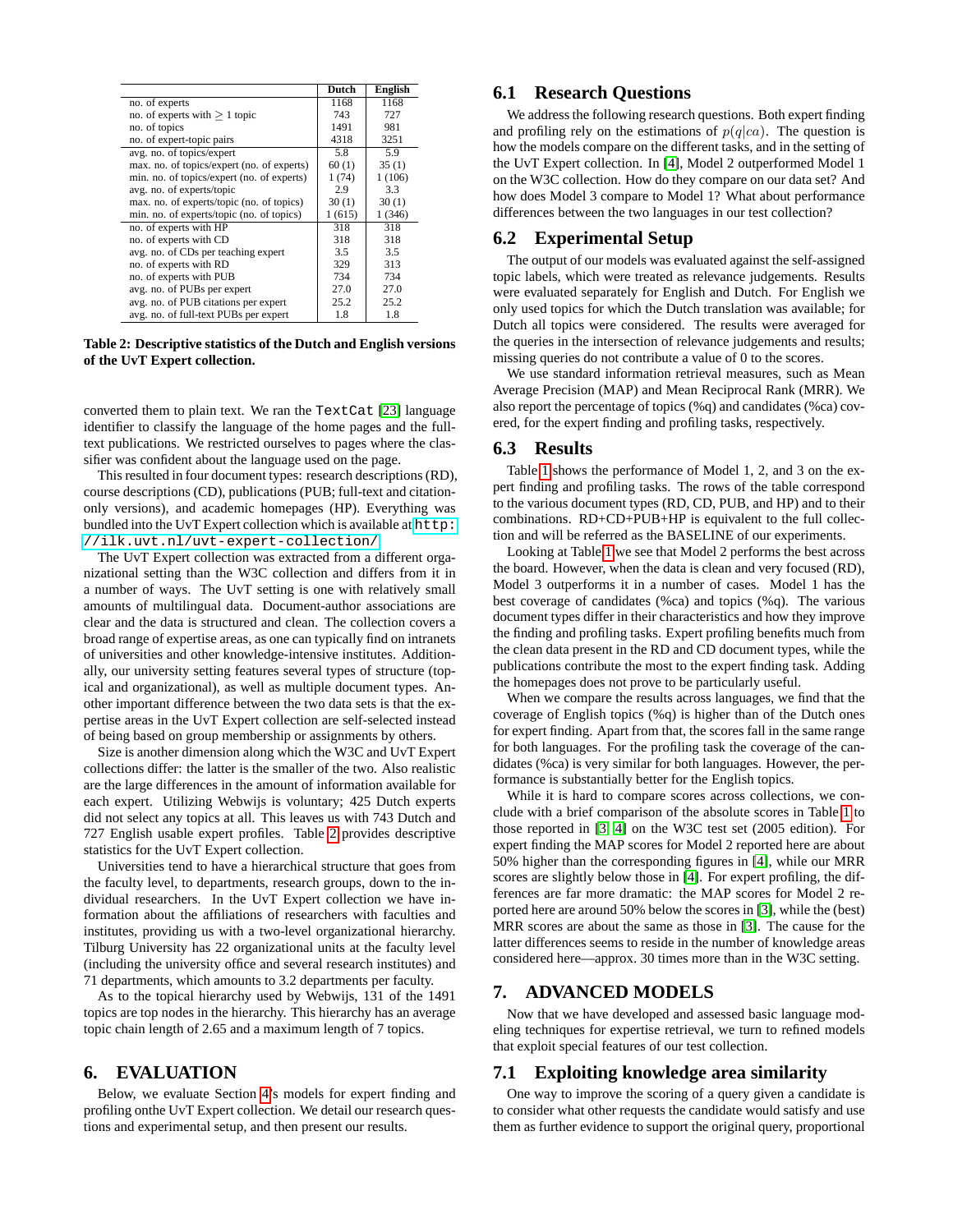|  | Dutch | English |
|---|---|---|
| no. of experts | 1168 | 1168 |
| no. of experts with $\geq$ 1 topic | 743 | 727 |
| no. of topics | 1491 | 981 |
| no. of expert-topic pairs | 4318 | 3251 |
| avg. no. of topics/expert | 5.8 | 5.9 |
| max. no. of topics/expert (no. of experts) | 60 (1) | 35 (1) |
| min. no. of topics/expert (no. of experts) | 1 (74) | 1 (106) |
| avg. no. of experts/topic | 2.9 | 3.3 |
| max. no. of experts/topic (no. of topics) | 30 (1) | 30 (1) |
| min. no. of experts/topic (no. of topics) | 1 (615) | 1 (346) |
| no. of experts with HP | 318 | 318 |
| no. of experts with CD | 318 | 318 |
| avg. no. of CDs per teaching expert | 3.5 | 3.5 |
| no. of experts with RD | 329 | 313 |
| no. of experts with PUB | 734 | 734 |
| avg. no. of PUBs per expert | 27.0 | 27.0 |
| avg. no. of PUB citations per expert | 25.2 | 25.2 |
| avg. no. of full-text PUBs per expert | 1.8 | 1.8 |

**Table 2: Descriptive statistics of the Dutch and English versions of the UvT Expert collection.**

converted them to plain text. We ran the TextCat [23] language identifier to classify the language of the home pages and the full-text publications. We restricted ourselves to pages where the classifier was confident about the language used on the page.

This resulted in four document types: research descriptions (RD), course descriptions (CD), publications (PUB; full-text and citation-only versions), and academic homepages (HP). Everything was bundled into the UvT Expert collection which is available at http://ilk.uvt.nl/uvt-expert-collection/.

The UvT Expert collection was extracted from a different organizational setting than the W3C collection and differs from it in a number of ways. The UvT setting is one with relatively small amounts of multilingual data. Document-author associations are clear and the data is structured and clean. The collection covers a broad range of expertise areas, as one can typically find on intranets of universities and other knowledge-intensive institutes. Additionally, our university setting features several types of structure (topical and organizational), as well as multiple document types. Another important difference between the two data sets is that the expertise areas in the UvT Expert collection are self-selected instead of being based on group membership or assignments by others.

Size is another dimension along which the W3C and UvT Expert collections differ: the latter is the smaller of the two. Also realistic are the large differences in the amount of information available for each expert. Utilizing Webwijs is voluntary; 425 Dutch experts did not select any topics at all. This leaves us with 743 Dutch and 727 English usable expert profiles. Table 2 provides descriptive statistics for the UvT Expert collection.

Universities tend to have a hierarchical structure that goes from the faculty level, to departments, research groups, down to the individual researchers. In the UvT Expert collection we have information about the affiliations of researchers with faculties and institutes, providing us with a two-level organizational hierarchy. Tilburg University has 22 organizational units at the faculty level (including the university office and several research institutes) and 71 departments, which amounts to 3.2 departments per faculty.

As to the topical hierarchy used by Webwijs, 131 of the 1491 topics are top nodes in the hierarchy. This hierarchy has an average topic chain length of 2.65 and a maximum length of 7 topics.

# 6. EVALUATION

Below, we evaluate Section 4's models for expert finding and profiling onthe UvT Expert collection. We detail our research questions and experimental setup, and then present our results.

## 6.1 Research Questions

We address the following research questions. Both expert finding and profiling rely on the estimations of $p(q|ca)$. The question is how the models compare on the different tasks, and in the setting of the UvT Expert collection. In [4], Model 2 outperformed Model 1 on the W3C collection. How do they compare on our data set? And how does Model 3 compare to Model 1? What about performance differences between the two languages in our test collection?

## 6.2 Experimental Setup

The output of our models was evaluated against the self-assigned topic labels, which were treated as relevance judgements. Results were evaluated separately for English and Dutch. For English we only used topics for which the Dutch translation was available; for Dutch all topics were considered. The results were averaged for the queries in the intersection of relevance judgements and results; missing queries do not contribute a value of 0 to the scores.

We use standard information retrieval measures, such as Mean Average Precision (MAP) and Mean Reciprocal Rank (MRR). We also report the percentage of topics (%q) and candidates (%ca) covered, for the expert finding and profiling tasks, respectively.

## 6.3 Results

Table 1 shows the performance of Model 1, 2, and 3 on the expert finding and profiling tasks. The rows of the table correspond to the various document types (RD, CD, PUB, and HP) and to their combinations. RD+CD+PUB+HP is equivalent to the full collection and will be referred as the BASELINE of our experiments.

Looking at Table 1 we see that Model 2 performs the best across the board. However, when the data is clean and very focused (RD), Model 3 outperforms it in a number of cases. Model 1 has the best coverage of candidates (%ca) and topics (%q). The various document types differ in their characteristics and how they improve the finding and profiling tasks. Expert profiling benefits much from the clean data present in the RD and CD document types, while the publications contribute the most to the expert finding task. Adding the homepages does not prove to be particularly useful.

When we compare the results across languages, we find that the coverage of English topics (%q) is higher than of the Dutch ones for expert finding. Apart from that, the scores fall in the same range for both languages. For the profiling task the coverage of the candidates (%ca) is very similar for both languages. However, the performance is substantially better for the English topics.

While it is hard to compare scores across collections, we conclude with a brief comparison of the absolute scores in Table 1 to those reported in [3, 4] on the W3C test set (2005 edition). For expert finding the MAP scores for Model 2 reported here are about 50% higher than the corresponding figures in [4], while our MRR scores are slightly below those in [4]. For expert profiling, the differences are far more dramatic: the MAP scores for Model 2 reported here are around 50% below the scores in [3], while the (best) MRR scores are about the same as those in [3]. The cause for the latter differences seems to reside in the number of knowledge areas considered here—approx. 30 times more than in the W3C setting.

# 7. ADVANCED MODELS

Now that we have developed and assessed basic language modeling techniques for expertise retrieval, we turn to refined models that exploit special features of our test collection.

## 7.1 Exploiting knowledge area similarity

One way to improve the scoring of a query given a candidate is to consider what other requests the candidate would satisfy and use them as further evidence to support the original query, proportional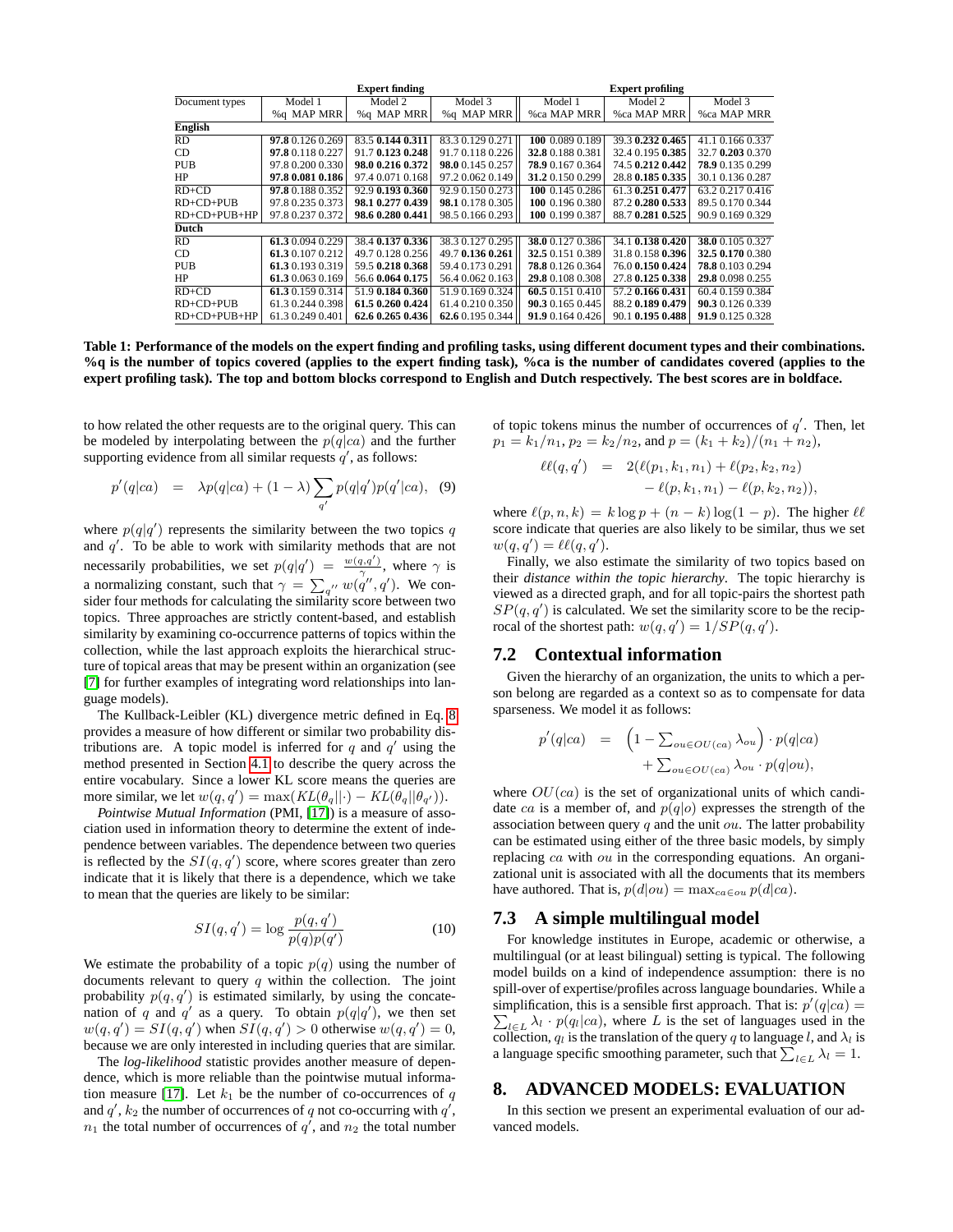| | Expert finding | | | | | | | | | Expert profiling | | | | | | | | |
|---|---|---|---|---|---|---|---|---|---|---|---|---|---|---|---|---|---|---|
| Document types | Model 1 | | | Model 2 | | | Model 3 | | | Model 1 | | | Model 2 | | | Model 3 | | |
| | %q | MAP | MRR | %q | MAP | MRR | %q | MAP | MRR | %ca | MAP | MRR | %ca | MAP | MRR | %ca | MAP | MRR |
| **English** | | | | | | | | | | | | | | | | | | |
| RD | **97.8** | 0.126 | 0.269 | 83.5 | **0.144** | **0.311** | 83.3 | 0.129 | 0.271 | **100** | 0.089 | 0.189 | 39.3 | **0.232** | **0.465** | 41.1 | 0.166 | 0.337 |
| CD | **97.8** | 0.118 | 0.227 | 91.7 | **0.123** | **0.248** | 91.7 | 0.118 | 0.226 | **32.8** | 0.188 | 0.381 | 32.4 | 0.195 | **0.385** | 32.7 | **0.203** | 0.370 |
| PUB | 97.8 | 0.200 | 0.330 | **98.0** | **0.216** | **0.372** | **98.0** | 0.145 | 0.257 | **78.9** | 0.167 | 0.364 | 74.5 | **0.212** | **0.442** | **78.9** | 0.135 | 0.299 |
| HP | **97.8** | **0.081** | **0.186** | 97.4 | 0.071 | 0.168 | 97.2 | 0.062 | 0.149 | **31.2** | 0.150 | 0.299 | 28.8 | **0.185** | **0.335** | 30.1 | 0.136 | 0.287 |
| RD+CD | **97.8** | 0.188 | 0.352 | 92.9 | **0.193** | **0.360** | 92.9 | 0.150 | 0.273 | **100** | 0.145 | 0.286 | 61.3 | **0.251** | **0.477** | 63.2 | 0.217 | 0.416 |
| RD+CD+PUB | 97.8 | 0.235 | 0.373 | **98.1** | **0.277** | **0.439** | **98.1** | 0.178 | 0.305 | **100** | 0.196 | 0.380 | 87.2 | **0.280** | **0.533** | 89.5 | 0.170 | 0.344 |
| RD+CD+PUB+HP | 97.8 | 0.237 | 0.372 | **98.6** | **0.280** | **0.441** | 98.5 | 0.166 | 0.293 | **100** | 0.199 | 0.387 | 88.7 | **0.281** | **0.525** | 90.9 | 0.169 | 0.329 |
| **Dutch** | | | | | | | | | | | | | | | | | | |
| RD | **61.3** | 0.094 | 0.229 | 38.4 | **0.137** | **0.336** | 38.3 | 0.127 | 0.295 | **38.0** | 0.127 | 0.386 | 34.1 | **0.138** | **0.420** | **38.0** | 0.105 | 0.327 |
| CD | **61.3** | 0.107 | 0.212 | 49.7 | 0.128 | 0.256 | 49.7 | **0.136** | **0.261** | **32.5** | 0.151 | 0.389 | 31.8 | 0.158 | **0.396** | **32.5** | **0.170** | 0.380 |
| PUB | **61.3** | 0.193 | 0.319 | 59.5 | **0.218** | **0.368** | 59.4 | 0.173 | 0.291 | **78.8** | 0.126 | 0.364 | 76.0 | **0.150** | **0.424** | **78.8** | 0.103 | 0.294 |
| HP | **61.3** | 0.063 | 0.169 | 56.6 | **0.064** | **0.175** | 56.4 | 0.062 | 0.163 | **29.8** | 0.108 | 0.308 | 27.8 | **0.125** | **0.338** | **29.8** | 0.098 | 0.255 |
| RD+CD | **61.3** | 0.159 | 0.314 | 51.9 | **0.184** | **0.360** | 51.9 | 0.169 | 0.324 | **60.5** | 0.151 | 0.410 | 57.2 | **0.166** | **0.431** | 60.4 | 0.159 | 0.384 |
| RD+CD+PUB | 61.3 | 0.244 | 0.398 | **61.5** | **0.260** | **0.424** | 61.4 | 0.210 | 0.350 | **90.3** | 0.165 | 0.445 | 88.2 | **0.189** | **0.479** | **90.3** | 0.126 | 0.339 |
| RD+CD+PUB+HP | 61.3 | 0.249 | 0.401 | **62.6** | **0.265** | **0.436** | **62.6** | 0.195 | 0.344 | **91.9** | 0.164 | 0.426 | 90.1 | **0.195** | **0.488** | **91.9** | 0.125 | 0.328 |

**Table 1: Performance of the models on the expert finding and profiling tasks, using different document types and their combinations. %q is the number of topics covered (applies to the expert finding task), %ca is the number of candidates covered (applies to the expert profiling task). The top and bottom blocks correspond to English and Dutch respectively. The best scores are in boldface.**

to how related the other requests are to the original query. This can be modeled by interpolating between the $p(q|ca)$ and the further supporting evidence from all similar requests $q'$, as follows:

$$p'(q|ca) \quad = \quad \lambda p(q|ca) + (1-\lambda)\sum_{q'} p(q|q')p(q'|ca), \quad (9)$$

where $p(q|q')$ represents the similarity between the two topics $q$ and $q'$. To be able to work with similarity methods that are not necessarily probabilities, we set $p(q|q') = \frac{w(q,q')}{\gamma}$, where $\gamma$ is a normalizing constant, such that $\gamma = \sum_{q''} w(q'', q')$. We consider four methods for calculating the similarity score between two topics. Three approaches are strictly content-based, and establish similarity by examining co-occurrence patterns of topics within the collection, while the last approach exploits the hierarchical structure of topical areas that may be present within an organization (see [7] for further examples of integrating word relationships into language models).

The Kullback-Leibler (KL) divergence metric defined in Eq. 8 provides a measure of how different or similar two probability distributions are. A topic model is inferred for $q$ and $q'$ using the method presented in Section 4.1 to describe the query across the entire vocabulary. Since a lower KL score means the queries are more similar, we let $w(q,q') = \max(KL(\theta_q||\cdot) - KL(\theta_q||\theta_{q'}))$.

*Pointwise Mutual Information* (PMI, [17]) is a measure of association used in information theory to determine the extent of independence between variables. The dependence between two queries is reflected by the $SI(q,q')$ score, where scores greater than zero indicate that it is likely that there is a dependence, which we take to mean that the queries are likely to be similar:

$$SI(q,q') = \log\frac{p(q,q')}{p(q)p(q')} \quad (10)$$

We estimate the probability of a topic $p(q)$ using the number of documents relevant to query $q$ within the collection. The joint probability $p(q,q')$ is estimated similarly, by using the concatenation of $q$ and $q'$ as a query. To obtain $p(q|q')$, we then set $w(q,q') = SI(q,q')$ when $SI(q,q') > 0$ otherwise $w(q,q') = 0$, because we are only interested in including queries that are similar.

The *log-likelihood* statistic provides another measure of dependence, which is more reliable than the pointwise mutual information measure [17]. Let $k_1$ be the number of co-occurrences of $q$ and $q'$, $k_2$ the number of occurrences of $q$ not co-occurring with $q'$, $n_1$ the total number of occurrences of $q'$, and $n_2$ the total number of topic tokens minus the number of occurrences of $q'$. Then, let $p_1 = k_1/n_1$, $p_2 = k_2/n_2$, and $p = (k_1+k_2)/(n_1+n_2)$,

$$\begin{aligned} \ell\ell(q,q') \quad &= \quad 2(\ell(p_1,k_1,n_1) + \ell(p_2,k_2,n_2) \\ &\quad - \ell(p,k_1,n_1) - \ell(p,k_2,n_2)), \end{aligned}$$

where $\ell(p,n,k) = k\log p + (n-k)\log(1-p)$. The higher $\ell\ell$ score indicate that queries are also likely to be similar, thus we set $w(q,q') = \ell\ell(q,q')$.

Finally, we also estimate the similarity of two topics based on their *distance within the topic hierarchy*. The topic hierarchy is viewed as a directed graph, and for all topic-pairs the shortest path $SP(q,q')$ is calculated. We set the similarity score to be the reciprocal of the shortest path: $w(q,q') = 1/SP(q,q')$.

## 7.2 Contextual information

Given the hierarchy of an organization, the units to which a person belong are regarded as a context so as to compensate for data sparseness. We model it as follows:

$$\begin{aligned} p'(q|ca) \quad = \quad &\left(1 - \textstyle\sum_{ou\in OU(ca)}\lambda_{ou}\right)\cdot p(q|ca) \\ &+ \textstyle\sum_{ou\in OU(ca)}\lambda_{ou}\cdot p(q|ou), \end{aligned}$$

where $OU(ca)$ is the set of organizational units of which candidate $ca$ is a member of, and $p(q|o)$ expresses the strength of the association between query $q$ and the unit $ou$. The latter probability can be estimated using either of the three basic models, by simply replacing $ca$ with $ou$ in the corresponding equations. An organizational unit is associated with all the documents that its members have authored. That is, $p(d|ou) = \max_{ca\in ou} p(d|ca)$.

## 7.3 A simple multilingual model

For knowledge institutes in Europe, academic or otherwise, a multilingual (or at least bilingual) setting is typical. The following model builds on a kind of independence assumption: there is no spill-over of expertise/profiles across language boundaries. While a simplification, this is a sensible first approach. That is: $p'(q|ca) = \sum_{l\in L}\lambda_l\cdot p(q_l|ca)$, where $L$ is the set of languages used in the collection, $q_l$ is the translation of the query $q$ to language $l$, and $\lambda_l$ is a language specific smoothing parameter, such that $\sum_{l\in L}\lambda_l = 1$.

# 8. ADVANCED MODELS: EVALUATION

In this section we present an experimental evaluation of our advanced models.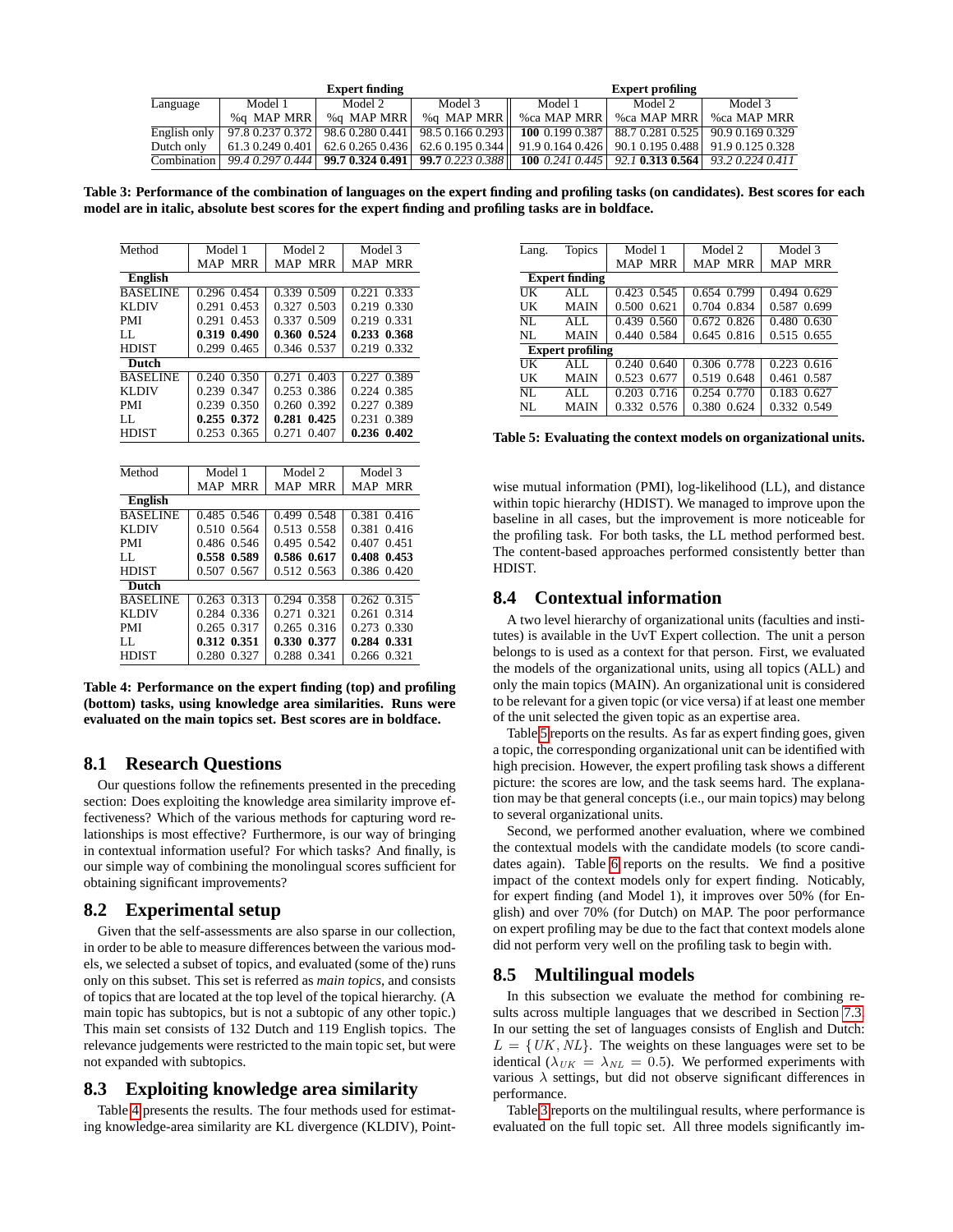| | Expert finding | | | | | | | | | Expert profiling | | | | | | | | |
|---|---|---|---|---|---|---|---|---|---|---|---|---|---|---|---|---|---|---|
| Language | Model 1 | | | Model 2 | | | Model 3 | | | Model 1 | | | Model 2 | | | Model 3 | | |
| | %q | MAP | MRR | %q | MAP | MRR | %q | MAP | MRR | %ca | MAP | MRR | %ca | MAP | MRR | %ca | MAP | MRR |
| English only | 97.8 | 0.237 | 0.372 | 98.6 | 0.280 | 0.441 | 98.5 | 0.166 | 0.293 | **100** | 0.199 | 0.387 | 88.7 | 0.281 | 0.525 | 90.9 | 0.169 | 0.329 |
| Dutch only | 61.3 | 0.249 | 0.401 | 62.6 | 0.265 | 0.436 | 62.6 | 0.195 | 0.344 | 91.9 | 0.164 | 0.426 | 90.1 | 0.195 | 0.488 | 91.9 | 0.125 | 0.328 |
| Combination | *99.4* | *0.297* | *0.444* | **99.7** | **0.324** | **0.491** | **99.7** | *0.223* | *0.388* | **100** | *0.241* | *0.445* | *92.1* | **0.313** | **0.564** | *93.2* | *0.224* | *0.411* |

**Table 3: Performance of the combination of languages on the expert finding and profiling tasks (on candidates). Best scores for each model are in italic, absolute best scores for the expert finding and profiling tasks are in boldface.**

| Method | Model 1 | | Model 2 | | Model 3 | |
|---|---|---|---|---|---|---|
| | MAP | MRR | MAP | MRR | MAP | MRR |
| **English** | | | | | | |
| BASELINE | 0.296 | 0.454 | 0.339 | 0.509 | 0.221 | 0.333 |
| KLDIV | 0.291 | 0.453 | 0.327 | 0.503 | 0.219 | 0.330 |
| PMI | 0.291 | 0.453 | 0.337 | 0.509 | 0.219 | 0.331 |
| LL | **0.319** | **0.490** | **0.360** | **0.524** | **0.233** | **0.368** |
| HDIST | 0.299 | 0.465 | 0.346 | 0.537 | 0.219 | 0.332 |
| **Dutch** | | | | | | |
| BASELINE | 0.240 | 0.350 | 0.271 | 0.403 | 0.227 | 0.389 |
| KLDIV | 0.239 | 0.347 | 0.253 | 0.386 | 0.224 | 0.385 |
| PMI | 0.239 | 0.350 | 0.260 | 0.392 | 0.227 | 0.389 |
| LL | **0.255** | **0.372** | **0.281** | **0.425** | 0.231 | 0.389 |
| HDIST | 0.253 | 0.365 | 0.271 | 0.407 | **0.236** | **0.402** |

| Method | Model 1 | | Model 2 | | Model 3 | |
|---|---|---|---|---|---|---|
| | MAP | MRR | MAP | MRR | MAP | MRR |
| **English** | | | | | | |
| BASELINE | 0.485 | 0.546 | 0.499 | 0.548 | 0.381 | 0.416 |
| KLDIV | 0.510 | 0.564 | 0.513 | 0.558 | 0.381 | 0.416 |
| PMI | 0.486 | 0.546 | 0.495 | 0.542 | 0.407 | 0.451 |
| LL | **0.558** | **0.589** | **0.586** | **0.617** | **0.408** | **0.453** |
| HDIST | 0.507 | 0.567 | 0.512 | 0.563 | 0.386 | 0.420 |
| **Dutch** | | | | | | |
| BASELINE | 0.263 | 0.313 | 0.294 | 0.358 | 0.262 | 0.315 |
| KLDIV | 0.284 | 0.336 | 0.271 | 0.321 | 0.261 | 0.314 |
| PMI | 0.265 | 0.317 | 0.265 | 0.316 | 0.273 | 0.330 |
| LL | **0.312** | **0.351** | **0.330** | **0.377** | **0.284** | **0.331** |
| HDIST | 0.280 | 0.327 | 0.288 | 0.341 | 0.266 | 0.321 |

**Table 4: Performance on the expert finding (top) and profiling (bottom) tasks, using knowledge area similarities. Runs were evaluated on the main topics set. Best scores are in boldface.**

## 8.1 Research Questions

Our questions follow the refinements presented in the preceding section: Does exploiting the knowledge area similarity improve effectiveness? Which of the various methods for capturing word relationships is most effective? Furthermore, is our way of bringing in contextual information useful? For which tasks? And finally, is our simple way of combining the monolingual scores sufficient for obtaining significant improvements?

## 8.2 Experimental setup

Given that the self-assessments are also sparse in our collection, in order to be able to measure differences between the various models, we selected a subset of topics, and evaluated (some of the) runs only on this subset. This set is referred as *main topics*, and consists of topics that are located at the top level of the topical hierarchy. (A main topic has subtopics, but is not a subtopic of any other topic.) This main set consists of 132 Dutch and 119 English topics. The relevance judgements were restricted to the main topic set, but were not expanded with subtopics.

## 8.3 Exploiting knowledge area similarity

Table 4 presents the results. The four methods used for estimating knowledge-area similarity are KL divergence (KLDIV), Point-wise mutual information (PMI), log-likelihood (LL), and distance within topic hierarchy (HDIST). We managed to improve upon the baseline in all cases, but the improvement is more noticeable for the profiling task. For both tasks, the LL method performed best. The content-based approaches performed consistently better than HDIST.

| Lang. | Topics | Model 1 | | Model 2 | | Model 3 | |
|---|---|---|---|---|---|---|---|
| | | MAP | MRR | MAP | MRR | MAP | MRR |
| **Expert finding** | | | | | | | |
| UK | ALL | 0.423 | 0.545 | 0.654 | 0.799 | 0.494 | 0.629 |
| UK | MAIN | 0.500 | 0.621 | 0.704 | 0.834 | 0.587 | 0.699 |
| NL | ALL | 0.439 | 0.560 | 0.672 | 0.826 | 0.480 | 0.630 |
| NL | MAIN | 0.440 | 0.584 | 0.645 | 0.816 | 0.515 | 0.655 |
| **Expert profiling** | | | | | | | |
| UK | ALL | 0.240 | 0.640 | 0.306 | 0.778 | 0.223 | 0.616 |
| UK | MAIN | 0.523 | 0.677 | 0.519 | 0.648 | 0.461 | 0.587 |
| NL | ALL | 0.203 | 0.716 | 0.254 | 0.770 | 0.183 | 0.627 |
| NL | MAIN | 0.332 | 0.576 | 0.380 | 0.624 | 0.332 | 0.549 |

**Table 5: Evaluating the context models on organizational units.**

## 8.4 Contextual information

A two level hierarchy of organizational units (faculties and institutes) is available in the UvT Expert collection. The unit a person belongs to is used as a context for that person. First, we evaluated the models of the organizational units, using all topics (ALL) and only the main topics (MAIN). An organizational unit is considered to be relevant for a given topic (or vice versa) if at least one member of the unit selected the given topic as an expertise area.

Table 5 reports on the results. As far as expert finding goes, given a topic, the corresponding organizational unit can be identified with high precision. However, the expert profiling task shows a different picture: the scores are low, and the task seems hard. The explanation may be that general concepts (i.e., our main topics) may belong to several organizational units.

Second, we performed another evaluation, where we combined the contextual models with the candidate models (to score candidates again). Table 6 reports on the results. We find a positive impact of the context models only for expert finding. Noticably, for expert finding (and Model 1), it improves over 50% (for English) and over 70% (for Dutch) on MAP. The poor performance on expert profiling may be due to the fact that context models alone did not perform very well on the profiling task to begin with.

## 8.5 Multilingual models

In this subsection we evaluate the method for combining results across multiple languages that we described in Section 7.3. In our setting the set of languages consists of English and Dutch: $L = \{UK, NL\}$. The weights on these languages were set to be identical ($\lambda_{UK} = \lambda_{NL} = 0.5$). We performed experiments with various $\lambda$ settings, but did not observe significant differences in performance.

Table 3 reports on the multilingual results, where performance is evaluated on the full topic set. All three models significantly im-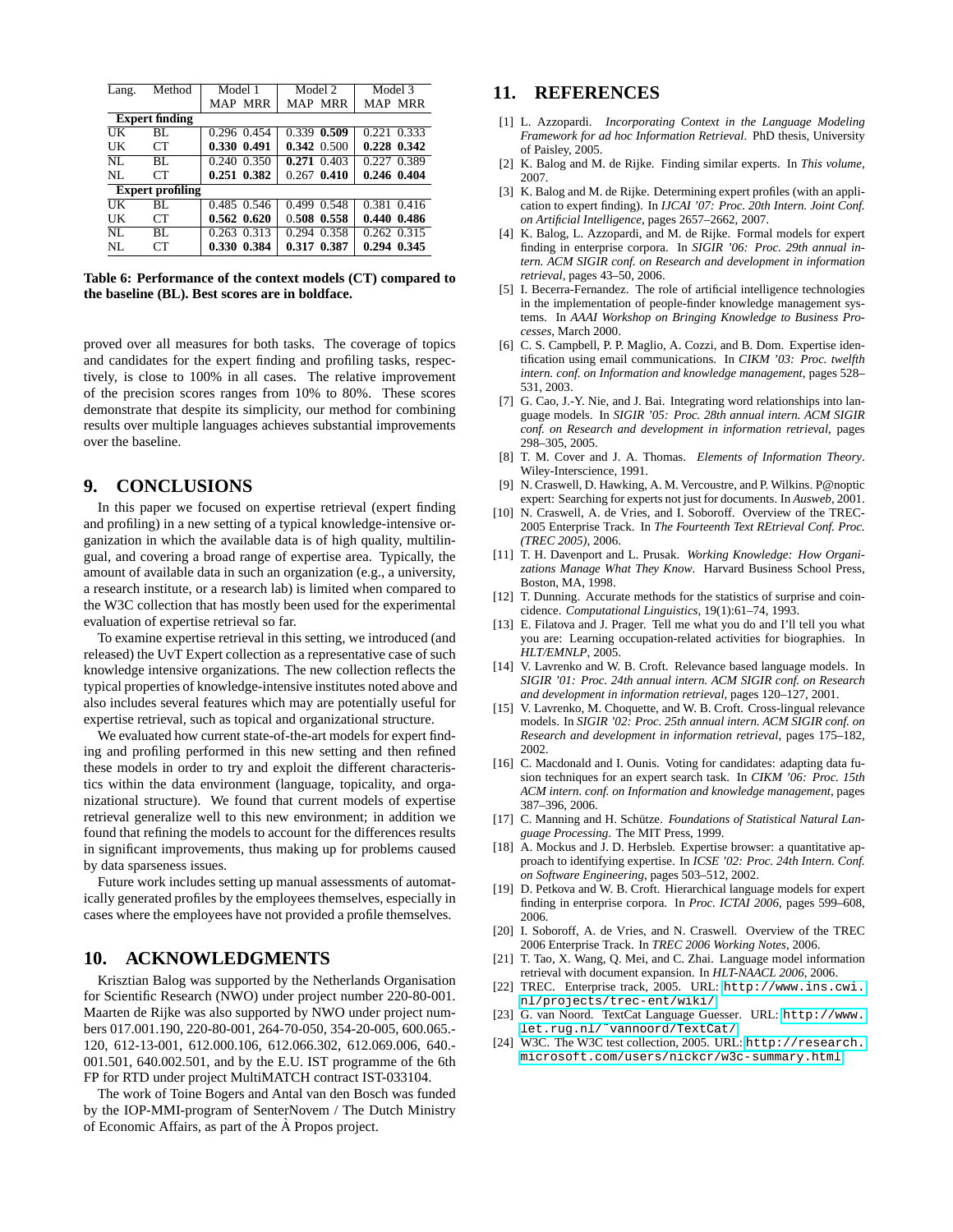| Lang. | Method | Model 1 | | Model 2 | | Model 3 | |
|---|---|---|---|---|---|---|---|
| | | MAP | MRR | MAP | MRR | MAP | MRR |
| **Expert finding** | | | | | | | |
| UK | BL | 0.296 | 0.454 | 0.339 | **0.509** | 0.221 | 0.333 |
| UK | CT | **0.330** | **0.491** | **0.342** | 0.500 | **0.228** | **0.342** |
| NL | BL | 0.240 | 0.350 | **0.271** | 0.403 | 0.227 | 0.389 |
| NL | CT | **0.251** | **0.382** | 0.267 | **0.410** | **0.246** | **0.404** |
| **Expert profiling** | | | | | | | |
| UK | BL | 0.485 | 0.546 | 0.499 | 0.548 | 0.381 | 0.416 |
| UK | CT | **0.562** | **0.620** | **0.508** | **0.558** | **0.440** | **0.486** |
| NL | BL | 0.263 | 0.313 | 0.294 | 0.358 | 0.262 | 0.315 |
| NL | CT | **0.330** | **0.384** | **0.317** | **0.387** | **0.294** | **0.345** |

**Table 6: Performance of the context models (CT) compared to the baseline (BL). Best scores are in boldface.**

proved over all measures for both tasks. The coverage of topics and candidates for the expert finding and profiling tasks, respectively, is close to 100% in all cases. The relative improvement of the precision scores ranges from 10% to 80%. These scores demonstrate that despite its simplicity, our method for combining results over multiple languages achieves substantial improvements over the baseline.

## 9. CONCLUSIONS

In this paper we focused on expertise retrieval (expert finding and profiling) in a new setting of a typical knowledge-intensive organization in which the available data is of high quality, multilingual, and covering a broad range of expertise area. Typically, the amount of available data in such an organization (e.g., a university, a research institute, or a research lab) is limited when compared to the W3C collection that has mostly been used for the experimental evaluation of expertise retrieval so far.

To examine expertise retrieval in this setting, we introduced (and released) the UvT Expert collection as a representative case of such knowledge intensive organizations. The new collection reflects the typical properties of knowledge-intensive institutes noted above and also includes several features which may are potentially useful for expertise retrieval, such as topical and organizational structure.

We evaluated how current state-of-the-art models for expert finding and profiling performed in this new setting and then refined these models in order to try and exploit the different characteristics within the data environment (language, topicality, and organizational structure). We found that current models of expertise retrieval generalize well to this new environment; in addition we found that refining the models to account for the differences results in significant improvements, thus making up for problems caused by data sparseness issues.

Future work includes setting up manual assessments of automatically generated profiles by the employees themselves, especially in cases where the employees have not provided a profile themselves.

## 10. ACKNOWLEDGMENTS

Krisztian Balog was supported by the Netherlands Organisation for Scientific Research (NWO) under project number 220-80-001. Maarten de Rijke was also supported by NWO under project numbers 017.001.190, 220-80-001, 264-70-050, 354-20-005, 600.065.-120, 612-13-001, 612.000.106, 612.066.302, 612.069.006, 640.-001.501, 640.002.501, and by the E.U. IST programme of the 6th FP for RTD under project MultiMATCH contract IST-033104.

The work of Toine Bogers and Antal van den Bosch was funded by the IOP-MMI-program of SenterNovem / The Dutch Ministry of Economic Affairs, as part of the À Propos project.

## 11. REFERENCES

[1] L. Azzopardi. *Incorporating Context in the Language Modeling Framework for ad hoc Information Retrieval*. PhD thesis, University of Paisley, 2005.

[2] K. Balog and M. de Rijke. Finding similar experts. In *This volume*, 2007.

[3] K. Balog and M. de Rijke. Determining expert profiles (with an application to expert finding). In *IJCAI '07: Proc. 20th Intern. Joint Conf. on Artificial Intelligence*, pages 2657–2662, 2007.

[4] K. Balog, L. Azzopardi, and M. de Rijke. Formal models for expert finding in enterprise corpora. In *SIGIR '06: Proc. 29th annual intern. ACM SIGIR conf. on Research and development in information retrieval*, pages 43–50, 2006.

[5] I. Becerra-Fernandez. The role of artificial intelligence technologies in the implementation of people-finder knowledge management systems. In *AAAI Workshop on Bringing Knowledge to Business Processes*, March 2000.

[6] C. S. Campbell, P. P. Maglio, A. Cozzi, and B. Dom. Expertise identification using email communications. In *CIKM '03: Proc. twelfth intern. conf. on Information and knowledge management*, pages 528–531, 2003.

[7] G. Cao, J.-Y. Nie, and J. Bai. Integrating word relationships into language models. In *SIGIR '05: Proc. 28th annual intern. ACM SIGIR conf. on Research and development in information retrieval*, pages 298–305, 2005.

[8] T. M. Cover and J. A. Thomas. *Elements of Information Theory*. Wiley-Interscience, 1991.

[9] N. Craswell, D. Hawking, A. M. Vercoustre, and P. Wilkins. P@noptic expert: Searching for experts not just for documents. In *Ausweb*, 2001.

[10] N. Craswell, A. de Vries, and I. Soboroff. Overview of the TREC-2005 Enterprise Track. In *The Fourteenth Text REtrieval Conf. Proc. (TREC 2005)*, 2006.

[11] T. H. Davenport and L. Prusak. *Working Knowledge: How Organizations Manage What They Know*. Harvard Business School Press, Boston, MA, 1998.

[12] T. Dunning. Accurate methods for the statistics of surprise and coincidence. *Computational Linguistics*, 19(1):61–74, 1993.

[13] E. Filatova and J. Prager. Tell me what you do and I'll tell you what you are: Learning occupation-related activities for biographies. In *HLT/EMNLP*, 2005.

[14] V. Lavrenko and W. B. Croft. Relevance based language models. In *SIGIR '01: Proc. 24th annual intern. ACM SIGIR conf. on Research and development in information retrieval*, pages 120–127, 2001.

[15] V. Lavrenko, M. Choquette, and W. B. Croft. Cross-lingual relevance models. In *SIGIR '02: Proc. 25th annual intern. ACM SIGIR conf. on Research and development in information retrieval*, pages 175–182, 2002.

[16] C. Macdonald and I. Ounis. Voting for candidates: adapting data fusion techniques for an expert search task. In *CIKM '06: Proc. 15th ACM intern. conf. on Information and knowledge management*, pages 387–396, 2006.

[17] C. Manning and H. Schütze. *Foundations of Statistical Natural Language Processing*. The MIT Press, 1999.

[18] A. Mockus and J. D. Herbsleb. Expertise browser: a quantitative approach to identifying expertise. In *ICSE '02: Proc. 24th Intern. Conf. on Software Engineering*, pages 503–512, 2002.

[19] D. Petkova and W. B. Croft. Hierarchical language models for expert finding in enterprise corpora. In *Proc. ICTAI 2006*, pages 599–608, 2006.

[20] I. Soboroff, A. de Vries, and N. Craswell. Overview of the TREC 2006 Enterprise Track. In *TREC 2006 Working Notes*, 2006.

[21] T. Tao, X. Wang, Q. Mei, and C. Zhai. Language model information retrieval with document expansion. In *HLT-NAACL 2006*, 2006.

[22] TREC. Enterprise track, 2005. URL: http://www.ins.cwi.nl/projects/trec-ent/wiki/.

[23] G. van Noord. TextCat Language Guesser. URL: http://www.let.rug.nl/~vannoord/TextCat/.

[24] W3C. The W3C test collection, 2005. URL: http://research.microsoft.com/users/nickcr/w3c-summary.html.